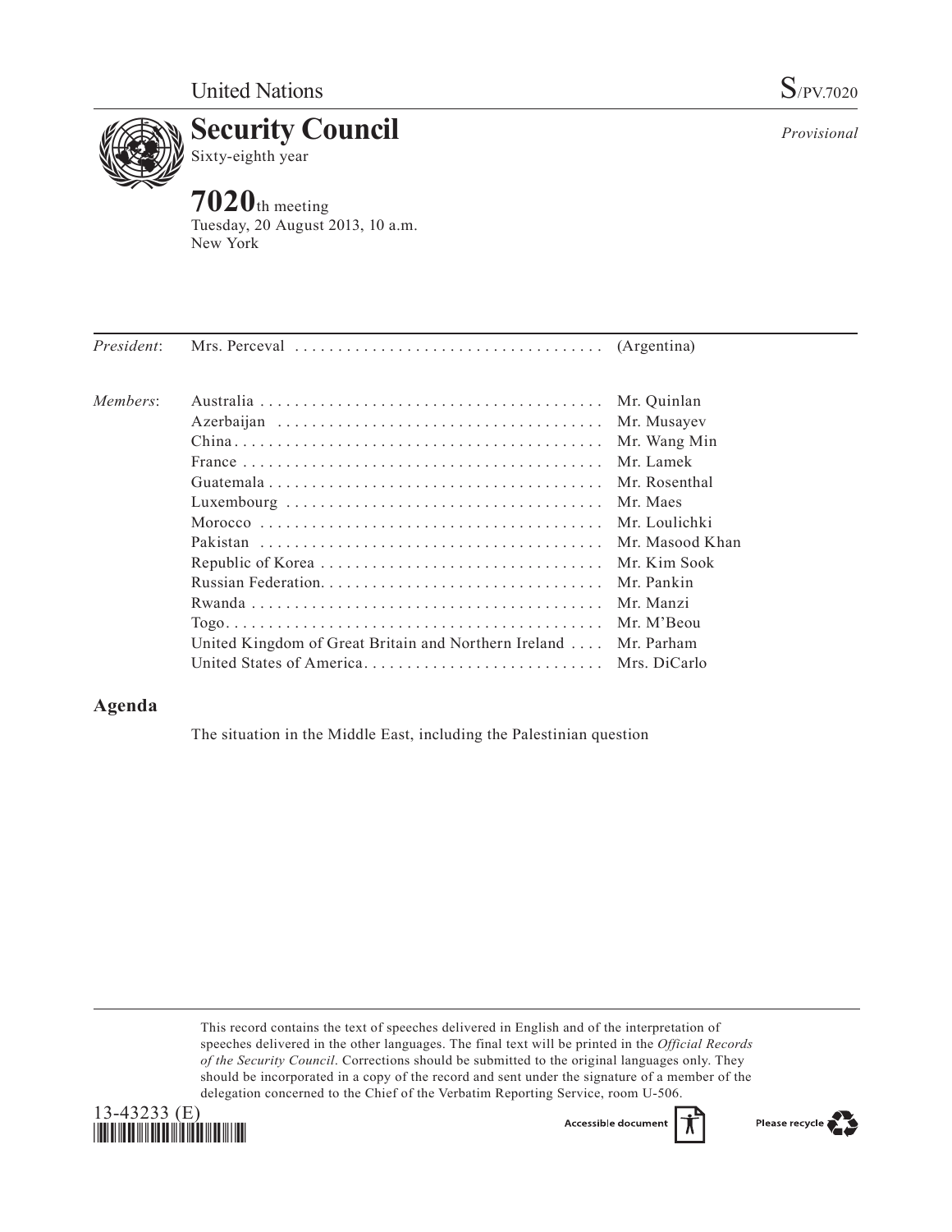United Nations

S/PV.7020

# Security Council

Sixty-eighth year

*Provisional*

## 7020th meeting

Tuesday, 20 August 2013, 10 a.m.
New York

| | | |
|---|---|---|
| *President*: | Mrs. Perceval | (Argentina) |
| *Members*: | Australia | Mr. Quinlan |
| | Azerbaijan | Mr. Musayev |
| | China | Mr. Wang Min |
| | France | Mr. Lamek |
| | Guatemala | Mr. Rosenthal |
| | Luxembourg | Mr. Maes |
| | Morocco | Mr. Loulichki |
| | Pakistan | Mr. Masood Khan |
| | Republic of Korea | Mr. Kim Sook |
| | Russian Federation | Mr. Pankin |
| | Rwanda | Mr. Manzi |
| | Togo | Mr. M'Beou |
| | United Kingdom of Great Britain and Northern Ireland | Mr. Parham |
| | United States of America | Mrs. DiCarlo |

## Agenda

The situation in the Middle East, including the Palestinian question

This record contains the text of speeches delivered in English and of the interpretation of speeches delivered in the other languages. The final text will be printed in the *Official Records of the Security Council*. Corrections should be submitted to the original languages only. They should be incorporated in a copy of the record and sent under the signature of a member of the delegation concerned to the Chief of the Verbatim Reporting Service, room U-506.

13-43233 (E)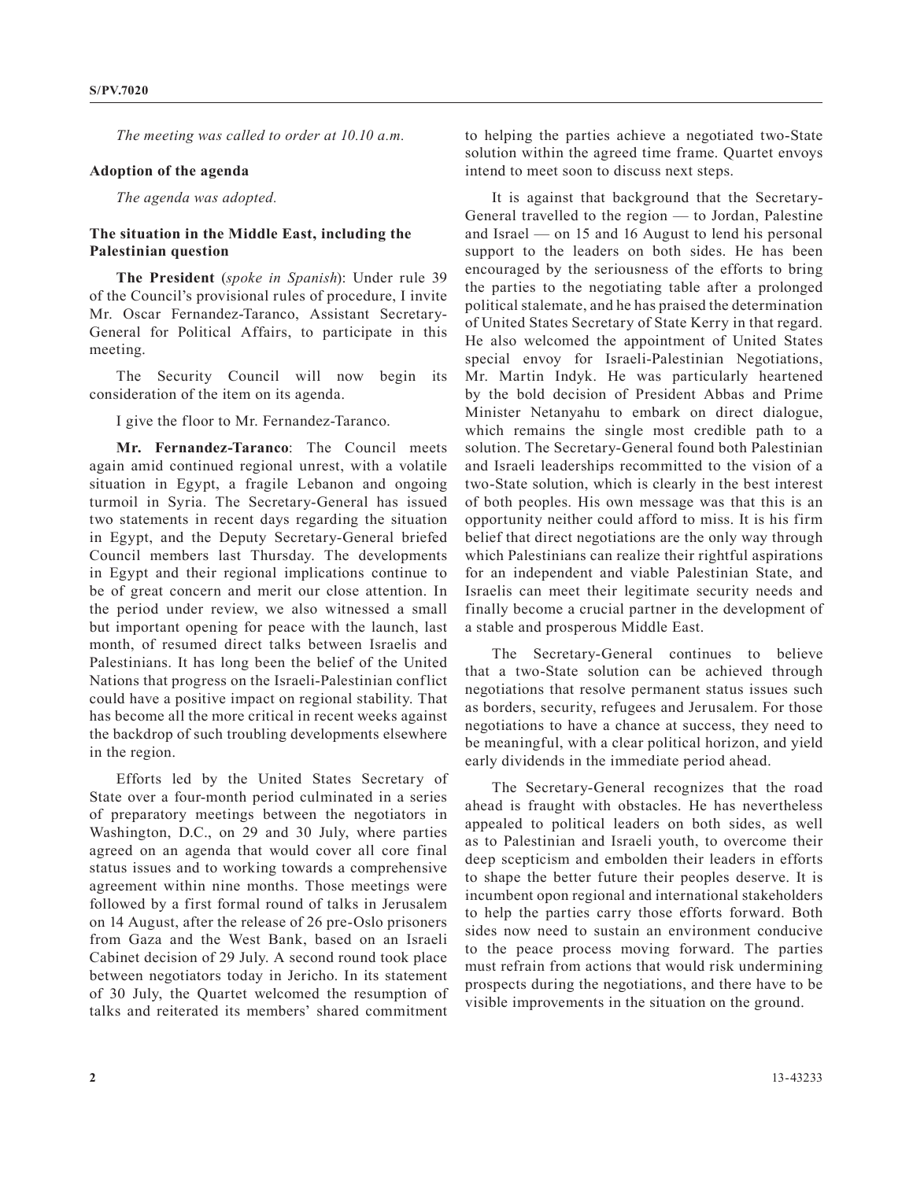*The meeting was called to order at 10.10 a.m.*

**Adoption of the agenda**

*The agenda was adopted.*

**The situation in the Middle East, including the Palestinian question**

**The President** (*spoke in Spanish*): Under rule 39 of the Council's provisional rules of procedure, I invite Mr. Oscar Fernandez-Taranco, Assistant Secretary-General for Political Affairs, to participate in this meeting.

The Security Council will now begin its consideration of the item on its agenda.

I give the floor to Mr. Fernandez-Taranco.

**Mr. Fernandez-Taranco**: The Council meets again amid continued regional unrest, with a volatile situation in Egypt, a fragile Lebanon and ongoing turmoil in Syria. The Secretary-General has issued two statements in recent days regarding the situation in Egypt, and the Deputy Secretary-General briefed Council members last Thursday. The developments in Egypt and their regional implications continue to be of great concern and merit our close attention. In the period under review, we also witnessed a small but important opening for peace with the launch, last month, of resumed direct talks between Israelis and Palestinians. It has long been the belief of the United Nations that progress on the Israeli-Palestinian conflict could have a positive impact on regional stability. That has become all the more critical in recent weeks against the backdrop of such troubling developments elsewhere in the region.

Efforts led by the United States Secretary of State over a four-month period culminated in a series of preparatory meetings between the negotiators in Washington, D.C., on 29 and 30 July, where parties agreed on an agenda that would cover all core final status issues and to working towards a comprehensive agreement within nine months. Those meetings were followed by a first formal round of talks in Jerusalem on 14 August, after the release of 26 pre-Oslo prisoners from Gaza and the West Bank, based on an Israeli Cabinet decision of 29 July. A second round took place between negotiators today in Jericho. In its statement of 30 July, the Quartet welcomed the resumption of talks and reiterated its members' shared commitment to helping the parties achieve a negotiated two-State solution within the agreed time frame. Quartet envoys intend to meet soon to discuss next steps.

It is against that background that the Secretary-General travelled to the region — to Jordan, Palestine and Israel — on 15 and 16 August to lend his personal support to the leaders on both sides. He has been encouraged by the seriousness of the efforts to bring the parties to the negotiating table after a prolonged political stalemate, and he has praised the determination of United States Secretary of State Kerry in that regard. He also welcomed the appointment of United States special envoy for Israeli-Palestinian Negotiations, Mr. Martin Indyk. He was particularly heartened by the bold decision of President Abbas and Prime Minister Netanyahu to embark on direct dialogue, which remains the single most credible path to a solution. The Secretary-General found both Palestinian and Israeli leaderships recommitted to the vision of a two-State solution, which is clearly in the best interest of both peoples. His own message was that this is an opportunity neither could afford to miss. It is his firm belief that direct negotiations are the only way through which Palestinians can realize their rightful aspirations for an independent and viable Palestinian State, and Israelis can meet their legitimate security needs and finally become a crucial partner in the development of a stable and prosperous Middle East.

The Secretary-General continues to believe that a two-State solution can be achieved through negotiations that resolve permanent status issues such as borders, security, refugees and Jerusalem. For those negotiations to have a chance at success, they need to be meaningful, with a clear political horizon, and yield early dividends in the immediate period ahead.

The Secretary-General recognizes that the road ahead is fraught with obstacles. He has nevertheless appealed to political leaders on both sides, as well as to Palestinian and Israeli youth, to overcome their deep scepticism and embolden their leaders in efforts to shape the better future their peoples deserve. It is incumbent opon regional and international stakeholders to help the parties carry those efforts forward. Both sides now need to sustain an environment conducive to the peace process moving forward. The parties must refrain from actions that would risk undermining prospects during the negotiations, and there have to be visible improvements in the situation on the ground.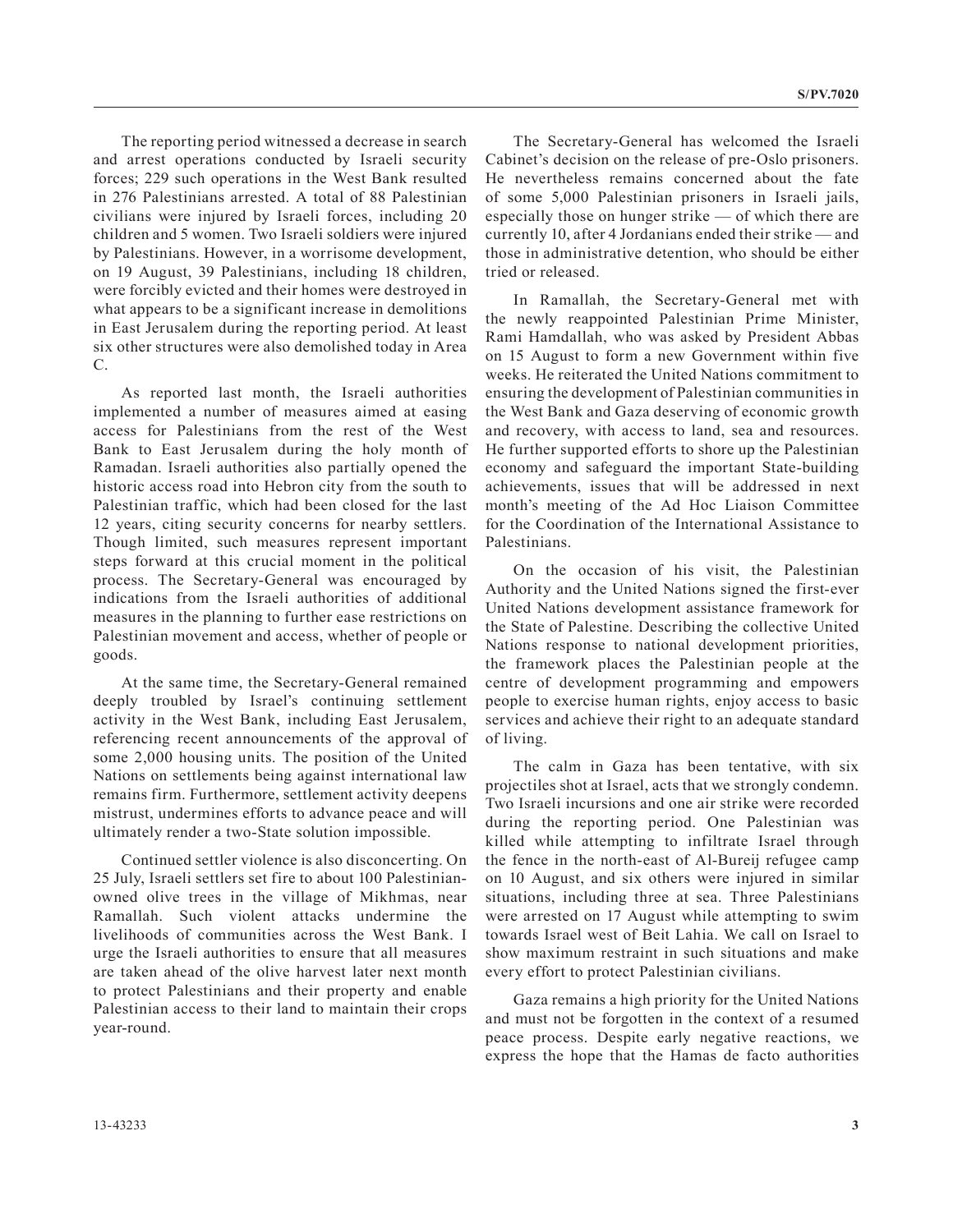The reporting period witnessed a decrease in search and arrest operations conducted by Israeli security forces; 229 such operations in the West Bank resulted in 276 Palestinians arrested. A total of 88 Palestinian civilians were injured by Israeli forces, including 20 children and 5 women. Two Israeli soldiers were injured by Palestinians. However, in a worrisome development, on 19 August, 39 Palestinians, including 18 children, were forcibly evicted and their homes were destroyed in what appears to be a significant increase in demolitions in East Jerusalem during the reporting period. At least six other structures were also demolished today in Area C.

As reported last month, the Israeli authorities implemented a number of measures aimed at easing access for Palestinians from the rest of the West Bank to East Jerusalem during the holy month of Ramadan. Israeli authorities also partially opened the historic access road into Hebron city from the south to Palestinian traffic, which had been closed for the last 12 years, citing security concerns for nearby settlers. Though limited, such measures represent important steps forward at this crucial moment in the political process. The Secretary-General was encouraged by indications from the Israeli authorities of additional measures in the planning to further ease restrictions on Palestinian movement and access, whether of people or goods.

At the same time, the Secretary-General remained deeply troubled by Israel's continuing settlement activity in the West Bank, including East Jerusalem, referencing recent announcements of the approval of some 2,000 housing units. The position of the United Nations on settlements being against international law remains firm. Furthermore, settlement activity deepens mistrust, undermines efforts to advance peace and will ultimately render a two-State solution impossible.

Continued settler violence is also disconcerting. On 25 July, Israeli settlers set fire to about 100 Palestinian-owned olive trees in the village of Mikhmas, near Ramallah. Such violent attacks undermine the livelihoods of communities across the West Bank. I urge the Israeli authorities to ensure that all measures are taken ahead of the olive harvest later next month to protect Palestinians and their property and enable Palestinian access to their land to maintain their crops year-round.

The Secretary-General has welcomed the Israeli Cabinet's decision on the release of pre-Oslo prisoners. He nevertheless remains concerned about the fate of some 5,000 Palestinian prisoners in Israeli jails, especially those on hunger strike — of which there are currently 10, after 4 Jordanians ended their strike — and those in administrative detention, who should be either tried or released.

In Ramallah, the Secretary-General met with the newly reappointed Palestinian Prime Minister, Rami Hamdallah, who was asked by President Abbas on 15 August to form a new Government within five weeks. He reiterated the United Nations commitment to ensuring the development of Palestinian communities in the West Bank and Gaza deserving of economic growth and recovery, with access to land, sea and resources. He further supported efforts to shore up the Palestinian economy and safeguard the important State-building achievements, issues that will be addressed in next month's meeting of the Ad Hoc Liaison Committee for the Coordination of the International Assistance to Palestinians.

On the occasion of his visit, the Palestinian Authority and the United Nations signed the first-ever United Nations development assistance framework for the State of Palestine. Describing the collective United Nations response to national development priorities, the framework places the Palestinian people at the centre of development programming and empowers people to exercise human rights, enjoy access to basic services and achieve their right to an adequate standard of living.

The calm in Gaza has been tentative, with six projectiles shot at Israel, acts that we strongly condemn. Two Israeli incursions and one air strike were recorded during the reporting period. One Palestinian was killed while attempting to infiltrate Israel through the fence in the north-east of Al-Bureij refugee camp on 10 August, and six others were injured in similar situations, including three at sea. Three Palestinians were arrested on 17 August while attempting to swim towards Israel west of Beit Lahia. We call on Israel to show maximum restraint in such situations and make every effort to protect Palestinian civilians.

Gaza remains a high priority for the United Nations and must not be forgotten in the context of a resumed peace process. Despite early negative reactions, we express the hope that the Hamas de facto authorities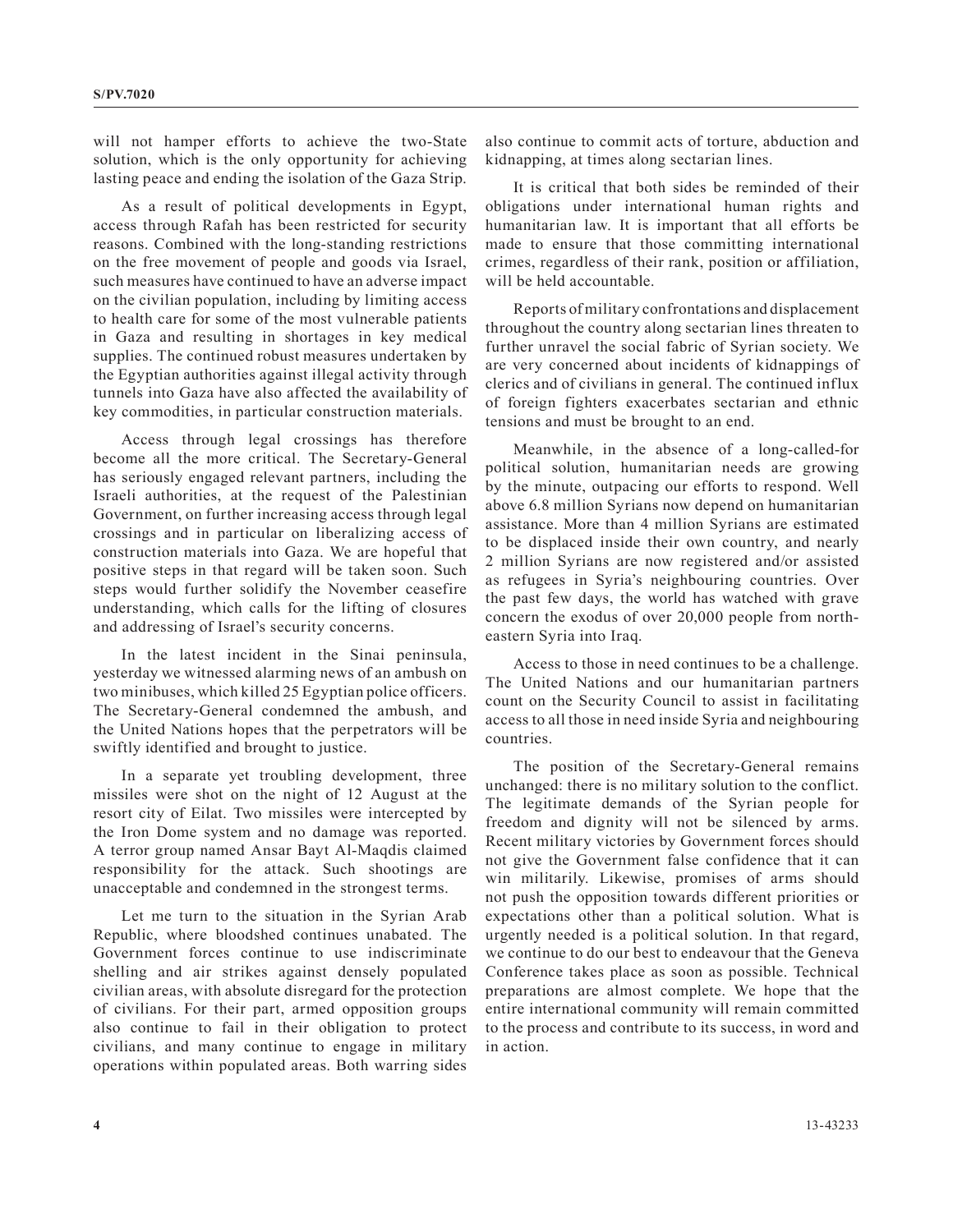will not hamper efforts to achieve the two-State solution, which is the only opportunity for achieving lasting peace and ending the isolation of the Gaza Strip.

As a result of political developments in Egypt, access through Rafah has been restricted for security reasons. Combined with the long-standing restrictions on the free movement of people and goods via Israel, such measures have continued to have an adverse impact on the civilian population, including by limiting access to health care for some of the most vulnerable patients in Gaza and resulting in shortages in key medical supplies. The continued robust measures undertaken by the Egyptian authorities against illegal activity through tunnels into Gaza have also affected the availability of key commodities, in particular construction materials.

Access through legal crossings has therefore become all the more critical. The Secretary-General has seriously engaged relevant partners, including the Israeli authorities, at the request of the Palestinian Government, on further increasing access through legal crossings and in particular on liberalizing access of construction materials into Gaza. We are hopeful that positive steps in that regard will be taken soon. Such steps would further solidify the November ceasefire understanding, which calls for the lifting of closures and addressing of Israel's security concerns.

In the latest incident in the Sinai peninsula, yesterday we witnessed alarming news of an ambush on two minibuses, which killed 25 Egyptian police officers. The Secretary-General condemned the ambush, and the United Nations hopes that the perpetrators will be swiftly identified and brought to justice.

In a separate yet troubling development, three missiles were shot on the night of 12 August at the resort city of Eilat. Two missiles were intercepted by the Iron Dome system and no damage was reported. A terror group named Ansar Bayt Al-Maqdis claimed responsibility for the attack. Such shootings are unacceptable and condemned in the strongest terms.

Let me turn to the situation in the Syrian Arab Republic, where bloodshed continues unabated. The Government forces continue to use indiscriminate shelling and air strikes against densely populated civilian areas, with absolute disregard for the protection of civilians. For their part, armed opposition groups also continue to fail in their obligation to protect civilians, and many continue to engage in military operations within populated areas. Both warring sides also continue to commit acts of torture, abduction and kidnapping, at times along sectarian lines.

It is critical that both sides be reminded of their obligations under international human rights and humanitarian law. It is important that all efforts be made to ensure that those committing international crimes, regardless of their rank, position or affiliation, will be held accountable.

Reports of military confrontations and displacement throughout the country along sectarian lines threaten to further unravel the social fabric of Syrian society. We are very concerned about incidents of kidnappings of clerics and of civilians in general. The continued influx of foreign fighters exacerbates sectarian and ethnic tensions and must be brought to an end.

Meanwhile, in the absence of a long-called-for political solution, humanitarian needs are growing by the minute, outpacing our efforts to respond. Well above 6.8 million Syrians now depend on humanitarian assistance. More than 4 million Syrians are estimated to be displaced inside their own country, and nearly 2 million Syrians are now registered and/or assisted as refugees in Syria's neighbouring countries. Over the past few days, the world has watched with grave concern the exodus of over 20,000 people from north-eastern Syria into Iraq.

Access to those in need continues to be a challenge. The United Nations and our humanitarian partners count on the Security Council to assist in facilitating access to all those in need inside Syria and neighbouring countries.

The position of the Secretary-General remains unchanged: there is no military solution to the conflict. The legitimate demands of the Syrian people for freedom and dignity will not be silenced by arms. Recent military victories by Government forces should not give the Government false confidence that it can win militarily. Likewise, promises of arms should not push the opposition towards different priorities or expectations other than a political solution. What is urgently needed is a political solution. In that regard, we continue to do our best to endeavour that the Geneva Conference takes place as soon as possible. Technical preparations are almost complete. We hope that the entire international community will remain committed to the process and contribute to its success, in word and in action.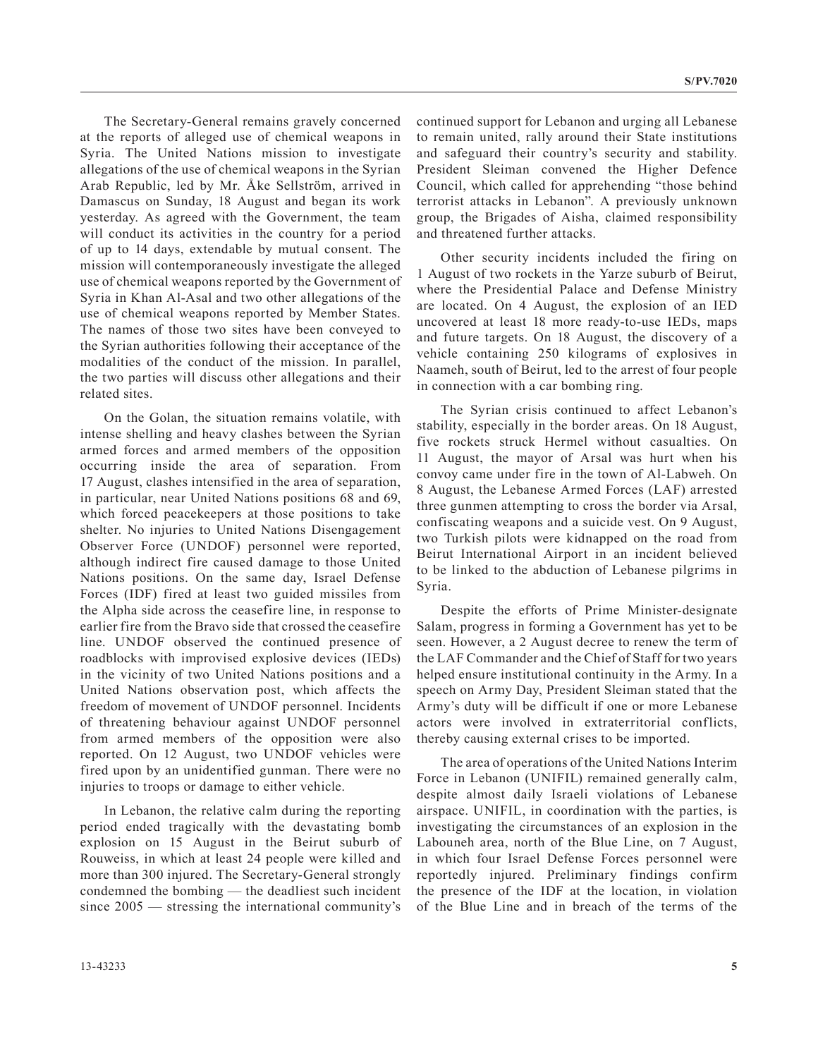The Secretary-General remains gravely concerned at the reports of alleged use of chemical weapons in Syria. The United Nations mission to investigate allegations of the use of chemical weapons in the Syrian Arab Republic, led by Mr. Åke Sellström, arrived in Damascus on Sunday, 18 August and began its work yesterday. As agreed with the Government, the team will conduct its activities in the country for a period of up to 14 days, extendable by mutual consent. The mission will contemporaneously investigate the alleged use of chemical weapons reported by the Government of Syria in Khan Al-Asal and two other allegations of the use of chemical weapons reported by Member States. The names of those two sites have been conveyed to the Syrian authorities following their acceptance of the modalities of the conduct of the mission. In parallel, the two parties will discuss other allegations and their related sites.

On the Golan, the situation remains volatile, with intense shelling and heavy clashes between the Syrian armed forces and armed members of the opposition occurring inside the area of separation. From 17 August, clashes intensified in the area of separation, in particular, near United Nations positions 68 and 69, which forced peacekeepers at those positions to take shelter. No injuries to United Nations Disengagement Observer Force (UNDOF) personnel were reported, although indirect fire caused damage to those United Nations positions. On the same day, Israel Defense Forces (IDF) fired at least two guided missiles from the Alpha side across the ceasefire line, in response to earlier fire from the Bravo side that crossed the ceasefire line. UNDOF observed the continued presence of roadblocks with improvised explosive devices (IEDs) in the vicinity of two United Nations positions and a United Nations observation post, which affects the freedom of movement of UNDOF personnel. Incidents of threatening behaviour against UNDOF personnel from armed members of the opposition were also reported. On 12 August, two UNDOF vehicles were fired upon by an unidentified gunman. There were no injuries to troops or damage to either vehicle.

In Lebanon, the relative calm during the reporting period ended tragically with the devastating bomb explosion on 15 August in the Beirut suburb of Rouweiss, in which at least 24 people were killed and more than 300 injured. The Secretary-General strongly condemned the bombing — the deadliest such incident since 2005 — stressing the international community's continued support for Lebanon and urging all Lebanese to remain united, rally around their State institutions and safeguard their country's security and stability. President Sleiman convened the Higher Defence Council, which called for apprehending "those behind terrorist attacks in Lebanon". A previously unknown group, the Brigades of Aisha, claimed responsibility and threatened further attacks.

Other security incidents included the firing on 1 August of two rockets in the Yarze suburb of Beirut, where the Presidential Palace and Defense Ministry are located. On 4 August, the explosion of an IED uncovered at least 18 more ready-to-use IEDs, maps and future targets. On 18 August, the discovery of a vehicle containing 250 kilograms of explosives in Naameh, south of Beirut, led to the arrest of four people in connection with a car bombing ring.

The Syrian crisis continued to affect Lebanon's stability, especially in the border areas. On 18 August, five rockets struck Hermel without casualties. On 11 August, the mayor of Arsal was hurt when his convoy came under fire in the town of Al-Labweh. On 8 August, the Lebanese Armed Forces (LAF) arrested three gunmen attempting to cross the border via Arsal, confiscating weapons and a suicide vest. On 9 August, two Turkish pilots were kidnapped on the road from Beirut International Airport in an incident believed to be linked to the abduction of Lebanese pilgrims in Syria.

Despite the efforts of Prime Minister-designate Salam, progress in forming a Government has yet to be seen. However, a 2 August decree to renew the term of the LAF Commander and the Chief of Staff for two years helped ensure institutional continuity in the Army. In a speech on Army Day, President Sleiman stated that the Army's duty will be difficult if one or more Lebanese actors were involved in extraterritorial conflicts, thereby causing external crises to be imported.

The area of operations of the United Nations Interim Force in Lebanon (UNIFIL) remained generally calm, despite almost daily Israeli violations of Lebanese airspace. UNIFIL, in coordination with the parties, is investigating the circumstances of an explosion in the Labouneh area, north of the Blue Line, on 7 August, in which four Israel Defense Forces personnel were reportedly injured. Preliminary findings confirm the presence of the IDF at the location, in violation of the Blue Line and in breach of the terms of the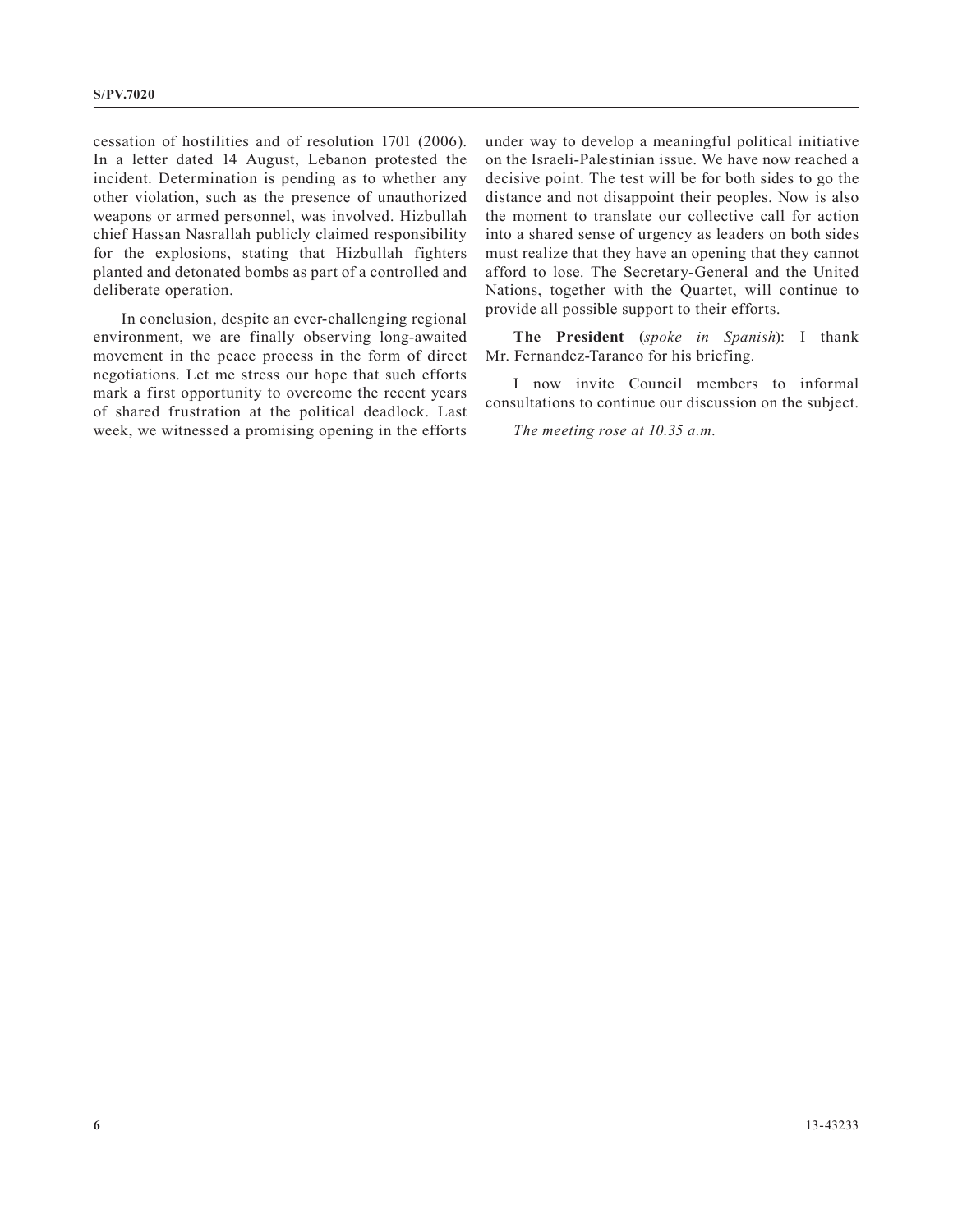cessation of hostilities and of resolution 1701 (2006). In a letter dated 14 August, Lebanon protested the incident. Determination is pending as to whether any other violation, such as the presence of unauthorized weapons or armed personnel, was involved. Hizbullah chief Hassan Nasrallah publicly claimed responsibility for the explosions, stating that Hizbullah fighters planted and detonated bombs as part of a controlled and deliberate operation.

In conclusion, despite an ever-challenging regional environment, we are finally observing long-awaited movement in the peace process in the form of direct negotiations. Let me stress our hope that such efforts mark a first opportunity to overcome the recent years of shared frustration at the political deadlock. Last week, we witnessed a promising opening in the efforts under way to develop a meaningful political initiative on the Israeli-Palestinian issue. We have now reached a decisive point. The test will be for both sides to go the distance and not disappoint their peoples. Now is also the moment to translate our collective call for action into a shared sense of urgency as leaders on both sides must realize that they have an opening that they cannot afford to lose. The Secretary-General and the United Nations, together with the Quartet, will continue to provide all possible support to their efforts.

**The President** (*spoke in Spanish*): I thank Mr. Fernandez-Taranco for his briefing.

I now invite Council members to informal consultations to continue our discussion on the subject.

*The meeting rose at 10.35 a.m.*